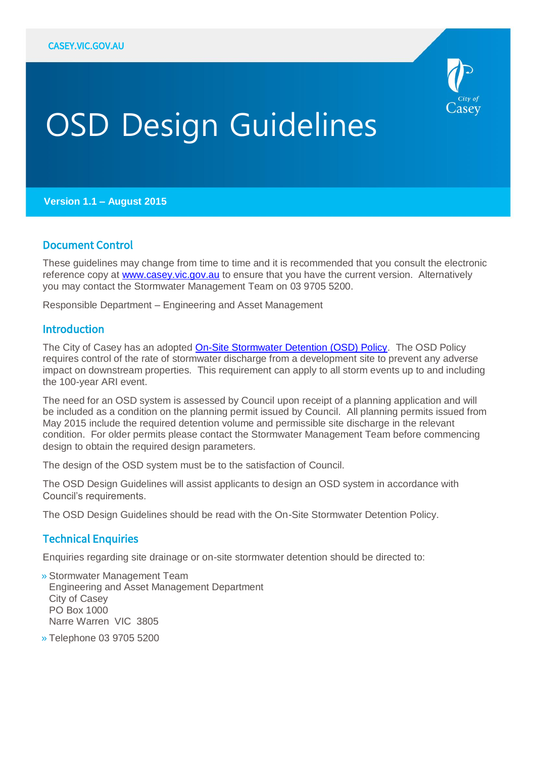CASEY.VIC.GOV.AU

# OSD Design Guidelines

**Version 1.1 – August 2015**

## Document Control

These guidelines may change from time to time and it is recommended that you consult the electronic reference copy at www.casey.vic.gov.au to ensure that you have the current version. Alternatively you may contact the Stormwater Management Team on 03 9705 5200.

Responsible Department – Engineering and Asset Management

## Introduction

The City of Casey has an adopted On-Site Stormwater Detention (OSD) Policy. The OSD Policy requires control of the rate of stormwater discharge from a development site to prevent any adverse impact on downstream properties. This requirement can apply to all storm events up to and including the 100-year ARI event.

The need for an OSD system is assessed by Council upon receipt of a planning application and will be included as a condition on the planning permit issued by Council. All planning permits issued from May 2015 include the required detention volume and permissible site discharge in the relevant condition. For older permits please contact the Stormwater Management Team before commencing design to obtain the required design parameters.

The design of the OSD system must be to the satisfaction of Council.

The OSD Design Guidelines will assist applicants to design an OSD system in accordance with Council's requirements.

The OSD Design Guidelines should be read with the On-Site Stormwater Detention Policy.

## Technical Enquiries

Enquiries regarding site drainage or on-site stormwater detention should be directed to:

- Stormwater Management Team
  Engineering and Asset Management Department
  City of Casey
  PO Box 1000
  Narre Warren VIC 3805
- Telephone 03 9705 5200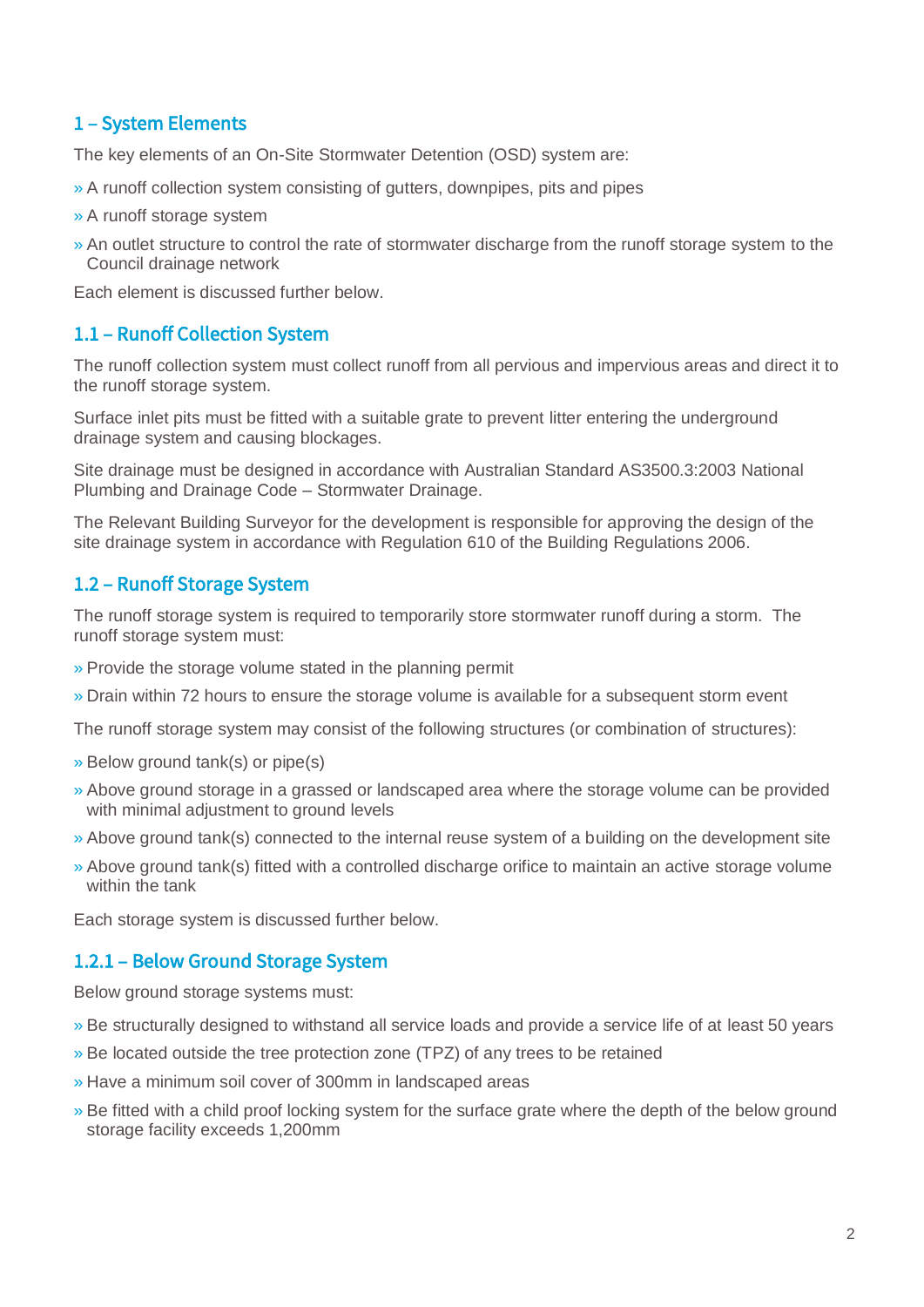## 1 – System Elements

The key elements of an On-Site Stormwater Detention (OSD) system are:

- A runoff collection system consisting of gutters, downpipes, pits and pipes
- A runoff storage system
- An outlet structure to control the rate of stormwater discharge from the runoff storage system to the Council drainage network

Each element is discussed further below.

### 1.1 – Runoff Collection System

The runoff collection system must collect runoff from all pervious and impervious areas and direct it to the runoff storage system.

Surface inlet pits must be fitted with a suitable grate to prevent litter entering the underground drainage system and causing blockages.

Site drainage must be designed in accordance with Australian Standard AS3500.3:2003 National Plumbing and Drainage Code – Stormwater Drainage.

The Relevant Building Surveyor for the development is responsible for approving the design of the site drainage system in accordance with Regulation 610 of the Building Regulations 2006.

### 1.2 – Runoff Storage System

The runoff storage system is required to temporarily store stormwater runoff during a storm. The runoff storage system must:

- Provide the storage volume stated in the planning permit
- Drain within 72 hours to ensure the storage volume is available for a subsequent storm event

The runoff storage system may consist of the following structures (or combination of structures):

- Below ground tank(s) or pipe(s)
- Above ground storage in a grassed or landscaped area where the storage volume can be provided with minimal adjustment to ground levels
- Above ground tank(s) connected to the internal reuse system of a building on the development site
- Above ground tank(s) fitted with a controlled discharge orifice to maintain an active storage volume within the tank

Each storage system is discussed further below.

#### 1.2.1 – Below Ground Storage System

Below ground storage systems must:

- Be structurally designed to withstand all service loads and provide a service life of at least 50 years
- Be located outside the tree protection zone (TPZ) of any trees to be retained
- Have a minimum soil cover of 300mm in landscaped areas
- Be fitted with a child proof locking system for the surface grate where the depth of the below ground storage facility exceeds 1,200mm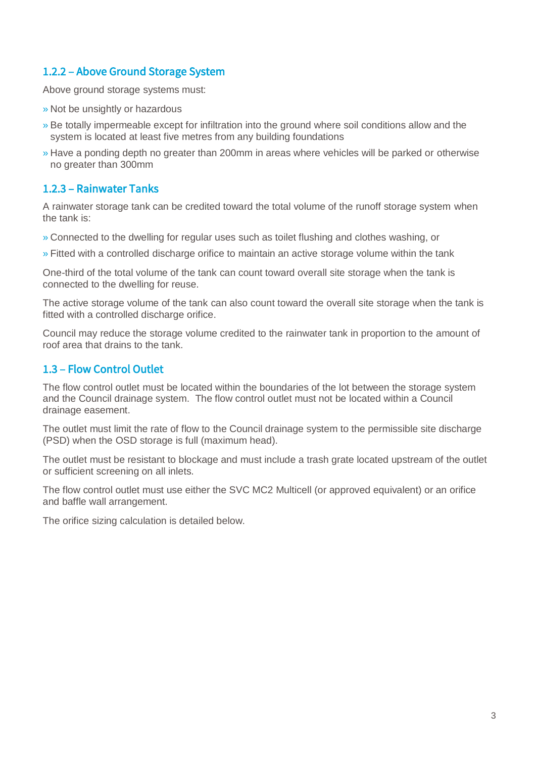### 1.2.2 – Above Ground Storage System

Above ground storage systems must:

- Not be unsightly or hazardous
- Be totally impermeable except for infiltration into the ground where soil conditions allow and the system is located at least five metres from any building foundations
- Have a ponding depth no greater than 200mm in areas where vehicles will be parked or otherwise no greater than 300mm

### 1.2.3 – Rainwater Tanks

A rainwater storage tank can be credited toward the total volume of the runoff storage system when the tank is:

- Connected to the dwelling for regular uses such as toilet flushing and clothes washing, or
- Fitted with a controlled discharge orifice to maintain an active storage volume within the tank

One-third of the total volume of the tank can count toward overall site storage when the tank is connected to the dwelling for reuse.

The active storage volume of the tank can also count toward the overall site storage when the tank is fitted with a controlled discharge orifice.

Council may reduce the storage volume credited to the rainwater tank in proportion to the amount of roof area that drains to the tank.

## 1.3 – Flow Control Outlet

The flow control outlet must be located within the boundaries of the lot between the storage system and the Council drainage system. The flow control outlet must not be located within a Council drainage easement.

The outlet must limit the rate of flow to the Council drainage system to the permissible site discharge (PSD) when the OSD storage is full (maximum head).

The outlet must be resistant to blockage and must include a trash grate located upstream of the outlet or sufficient screening on all inlets.

The flow control outlet must use either the SVC MC2 Multicell (or approved equivalent) or an orifice and baffle wall arrangement.

The orifice sizing calculation is detailed below.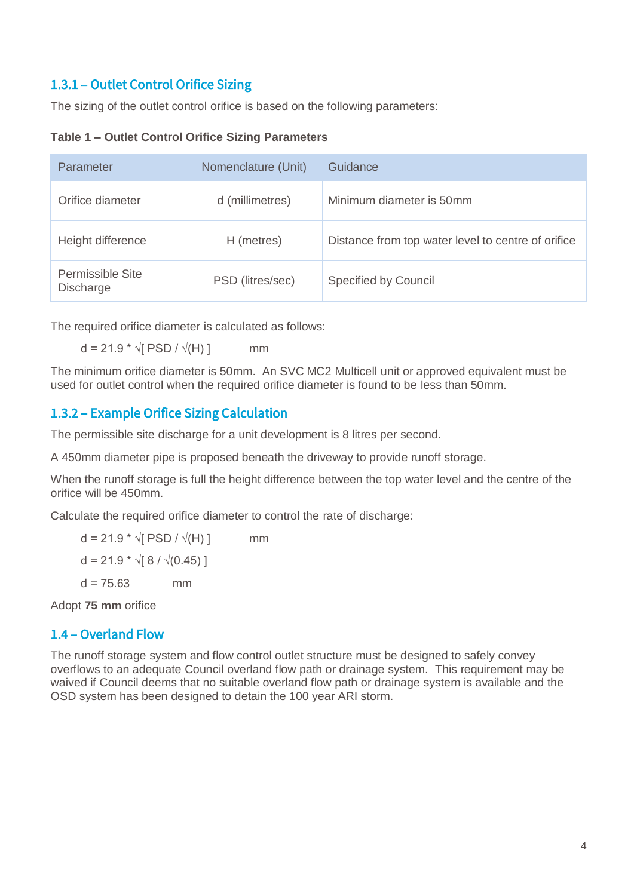### 1.3.1 – Outlet Control Orifice Sizing

The sizing of the outlet control orifice is based on the following parameters:

**Table 1 – Outlet Control Orifice Sizing Parameters**

| Parameter | Nomenclature (Unit) | Guidance |
|---|---|---|
| Orifice diameter | d (millimetres) | Minimum diameter is 50mm |
| Height difference | H (metres) | Distance from top water level to centre of orifice |
| Permissible Site Discharge | PSD (litres/sec) | Specified by Council |

The required orifice diameter is calculated as follows:

$$d = 21.9 * \sqrt{PSD / \sqrt{H}} \quad \text{mm}$$

The minimum orifice diameter is 50mm. An SVC MC2 Multicell unit or approved equivalent must be used for outlet control when the required orifice diameter is found to be less than 50mm.

### 1.3.2 – Example Orifice Sizing Calculation

The permissible site discharge for a unit development is 8 litres per second.

A 450mm diameter pipe is proposed beneath the driveway to provide runoff storage.

When the runoff storage is full the height difference between the top water level and the centre of the orifice will be 450mm.

Calculate the required orifice diameter to control the rate of discharge:

$$d = 21.9 * \sqrt{PSD / \sqrt{H}} \quad \text{mm}$$

$$d = 21.9 * \sqrt{8 / \sqrt{0.45}}$$

$$d = 75.63 \quad \text{mm}$$

Adopt **75 mm** orifice

### 1.4 – Overland Flow

The runoff storage system and flow control outlet structure must be designed to safely convey overflows to an adequate Council overland flow path or drainage system. This requirement may be waived if Council deems that no suitable overland flow path or drainage system is available and the OSD system has been designed to detain the 100 year ARI storm.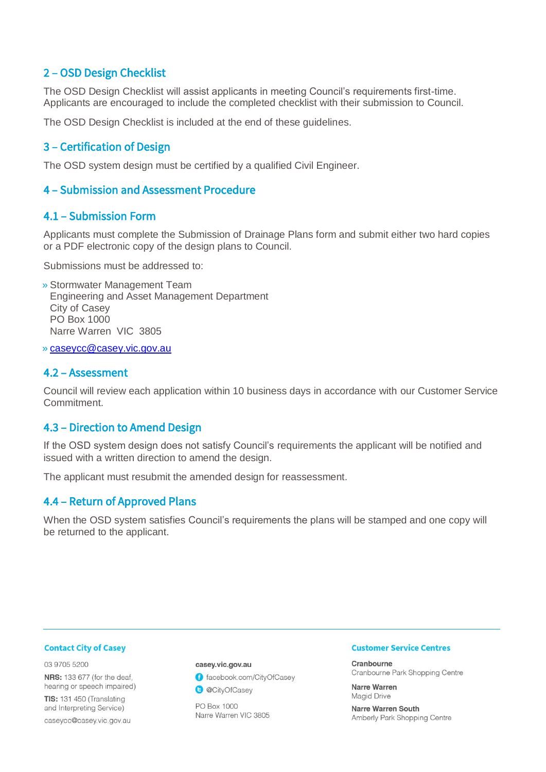## 2 – OSD Design Checklist

The OSD Design Checklist will assist applicants in meeting Council's requirements first-time. Applicants are encouraged to include the completed checklist with their submission to Council.

The OSD Design Checklist is included at the end of these guidelines.

## 3 – Certification of Design

The OSD system design must be certified by a qualified Civil Engineer.

## 4 – Submission and Assessment Procedure

### 4.1 – Submission Form

Applicants must complete the Submission of Drainage Plans form and submit either two hard copies or a PDF electronic copy of the design plans to Council.

Submissions must be addressed to:

- Stormwater Management Team
  Engineering and Asset Management Department
  City of Casey
  PO Box 1000
  Narre Warren VIC 3805
- caseycc@casey.vic.gov.au

### 4.2 – Assessment

Council will review each application within 10 business days in accordance with our Customer Service Commitment.

### 4.3 – Direction to Amend Design

If the OSD system design does not satisfy Council's requirements the applicant will be notified and issued with a written direction to amend the design.

The applicant must resubmit the amended design for reassessment.

### 4.4 – Return of Approved Plans

When the OSD system satisfies Council's requirements the plans will be stamped and one copy will be returned to the applicant.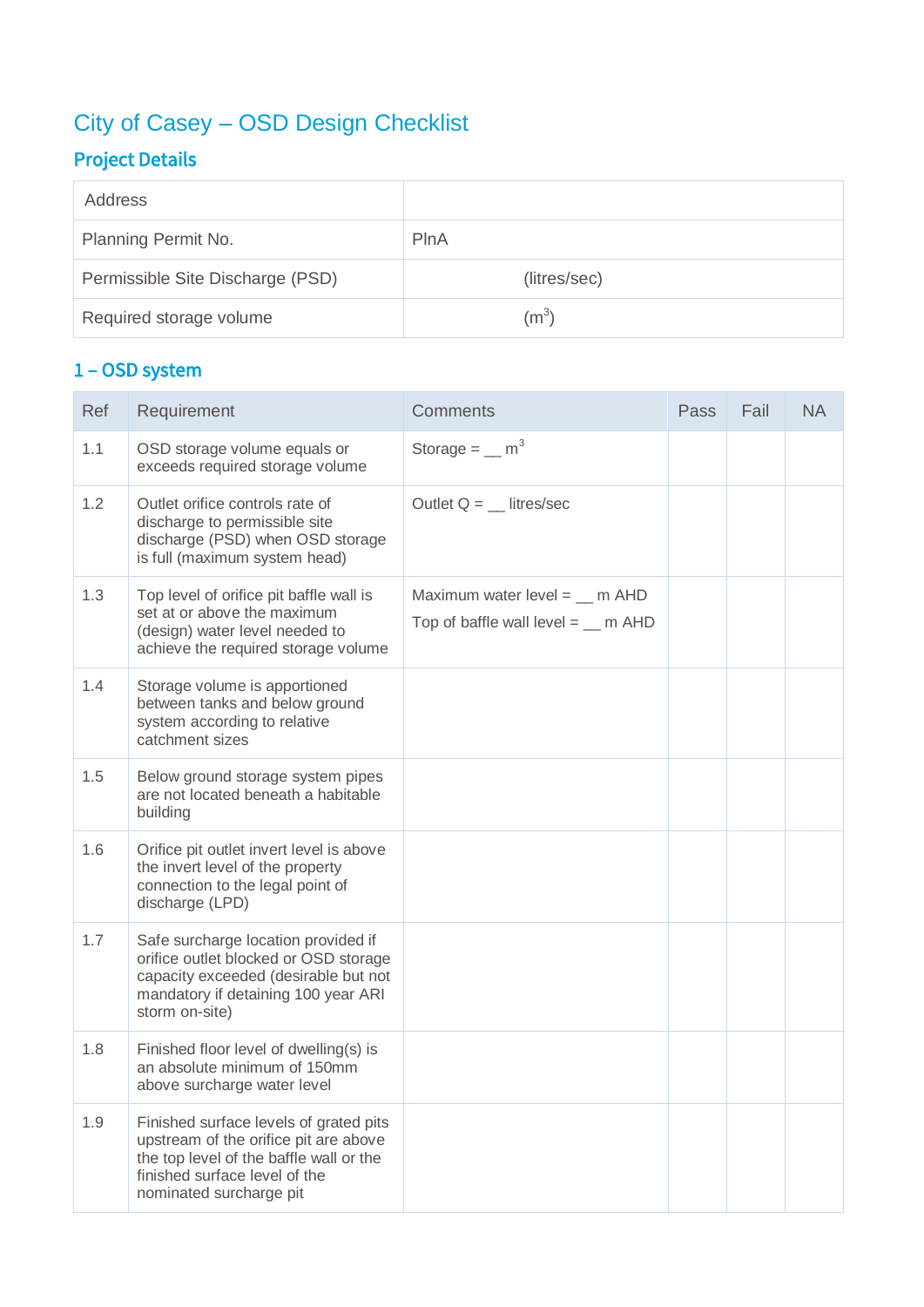# City of Casey – OSD Design Checklist

## Project Details

| | |
|---|---|
| Address | |
| Planning Permit No. | PlnA |
| Permissible Site Discharge (PSD) | (litres/sec) |
| Required storage volume | ($m^3$) |

## 1 – OSD system

| Ref | Requirement | Comments | Pass | Fail | NA |
|---|---|---|---|---|---|
| 1.1 | OSD storage volume equals or exceeds required storage volume | Storage = __ $m^3$ | | | |
| 1.2 | Outlet orifice controls rate of discharge to permissible site discharge (PSD) when OSD storage is full (maximum system head) | Outlet Q = __ litres/sec | | | |
| 1.3 | Top level of orifice pit baffle wall is set at or above the maximum (design) water level needed to achieve the required storage volume | Maximum water level = __ m AHD<br>Top of baffle wall level = __ m AHD | | | |
| 1.4 | Storage volume is apportioned between tanks and below ground system according to relative catchment sizes | | | | |
| 1.5 | Below ground storage system pipes are not located beneath a habitable building | | | | |
| 1.6 | Orifice pit outlet invert level is above the invert level of the property connection to the legal point of discharge (LPD) | | | | |
| 1.7 | Safe surcharge location provided if orifice outlet blocked or OSD storage capacity exceeded (desirable but not mandatory if detaining 100 year ARI storm on-site) | | | | |
| 1.8 | Finished floor level of dwelling(s) is an absolute minimum of 150mm above surcharge water level | | | | |
| 1.9 | Finished surface levels of grated pits upstream of the orifice pit are above the top level of the baffle wall or the finished surface level of the nominated surcharge pit | | | | |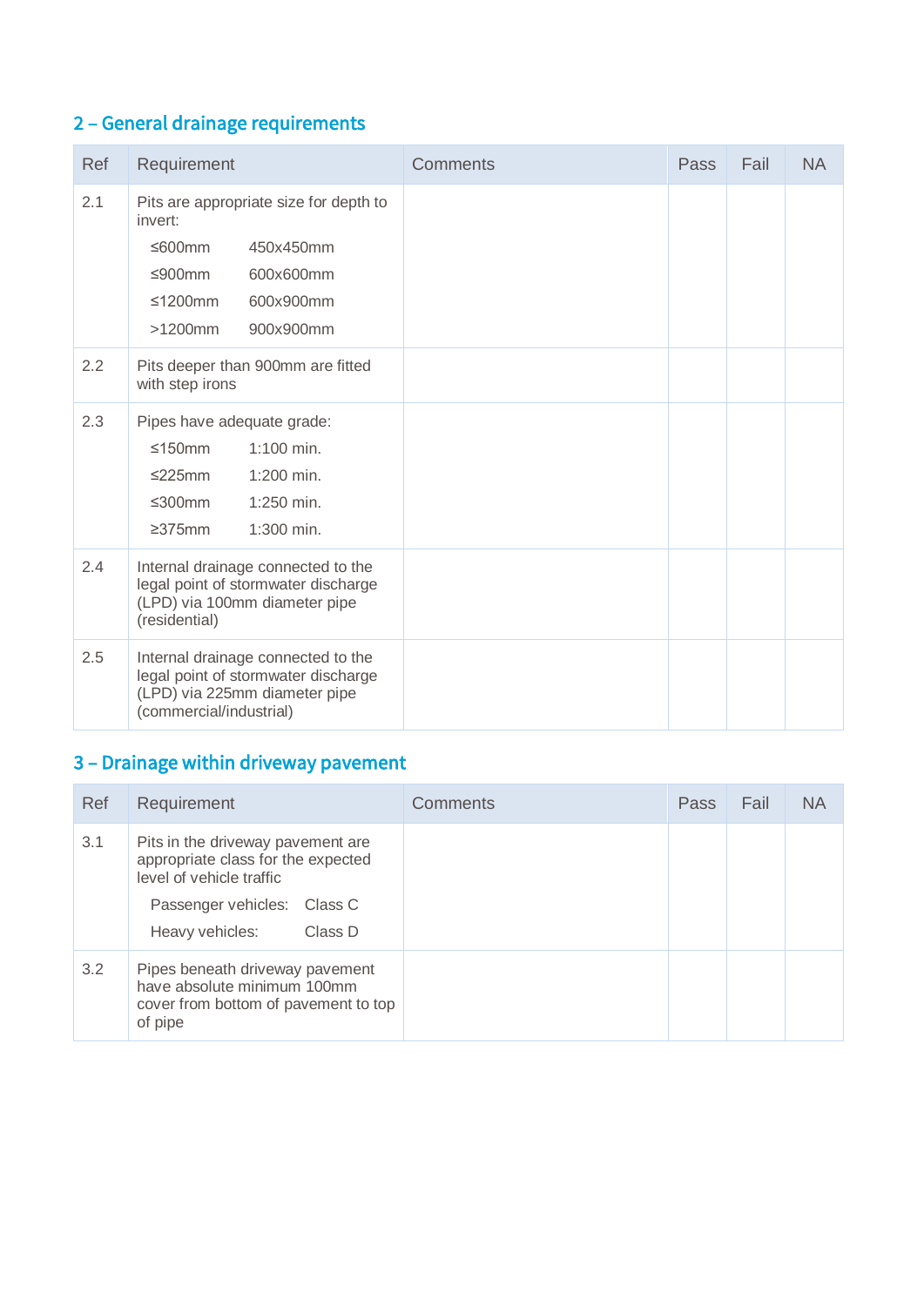## 2 – General drainage requirements

| Ref | Requirement | Comments | Pass | Fail | NA |
|---|---|---|---|---|---|
| 2.1 | Pits are appropriate size for depth to invert:<br>≤600mm 450x450mm<br>≤900mm 600x600mm<br>≤1200mm 600x900mm<br>>1200mm 900x900mm | | | | |
| 2.2 | Pits deeper than 900mm are fitted with step irons | | | | |
| 2.3 | Pipes have adequate grade:<br>≤150mm 1:100 min.<br>≤225mm 1:200 min.<br>≤300mm 1:250 min.<br>≥375mm 1:300 min. | | | | |
| 2.4 | Internal drainage connected to the legal point of stormwater discharge (LPD) via 100mm diameter pipe (residential) | | | | |
| 2.5 | Internal drainage connected to the legal point of stormwater discharge (LPD) via 225mm diameter pipe (commercial/industrial) | | | | |

## 3 – Drainage within driveway pavement

| Ref | Requirement | Comments | Pass | Fail | NA |
|---|---|---|---|---|---|
| 3.1 | Pits in the driveway pavement are appropriate class for the expected level of vehicle traffic<br>Passenger vehicles: Class C<br>Heavy vehicles: Class D | | | | |
| 3.2 | Pipes beneath driveway pavement have absolute minimum 100mm cover from bottom of pavement to top of pipe | | | | |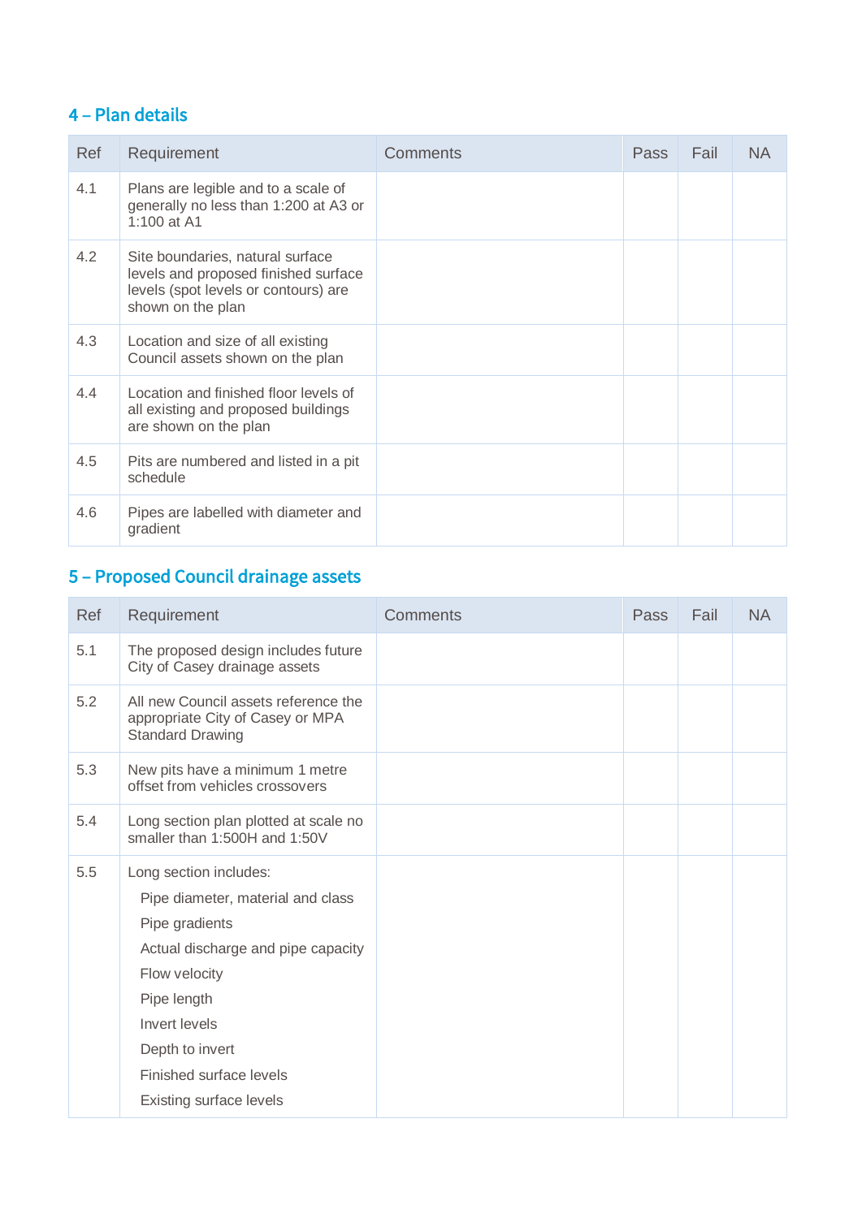## 4 – Plan details

| Ref | Requirement | Comments | Pass | Fail | NA |
|---|---|---|---|---|---|
| 4.1 | Plans are legible and to a scale of generally no less than 1:200 at A3 or 1:100 at A1 | | | | |
| 4.2 | Site boundaries, natural surface levels and proposed finished surface levels (spot levels or contours) are shown on the plan | | | | |
| 4.3 | Location and size of all existing Council assets shown on the plan | | | | |
| 4.4 | Location and finished floor levels of all existing and proposed buildings are shown on the plan | | | | |
| 4.5 | Pits are numbered and listed in a pit schedule | | | | |
| 4.6 | Pipes are labelled with diameter and gradient | | | | |

## 5 – Proposed Council drainage assets

| Ref | Requirement | Comments | Pass | Fail | NA |
|---|---|---|---|---|---|
| 5.1 | The proposed design includes future City of Casey drainage assets | | | | |
| 5.2 | All new Council assets reference the appropriate City of Casey or MPA Standard Drawing | | | | |
| 5.3 | New pits have a minimum 1 metre offset from vehicles crossovers | | | | |
| 5.4 | Long section plan plotted at scale no smaller than 1:500H and 1:50V | | | | |
| 5.5 | Long section includes:<br>Pipe diameter, material and class<br>Pipe gradients<br>Actual discharge and pipe capacity<br>Flow velocity<br>Pipe length<br>Invert levels<br>Depth to invert<br>Finished surface levels<br>Existing surface levels | | | | |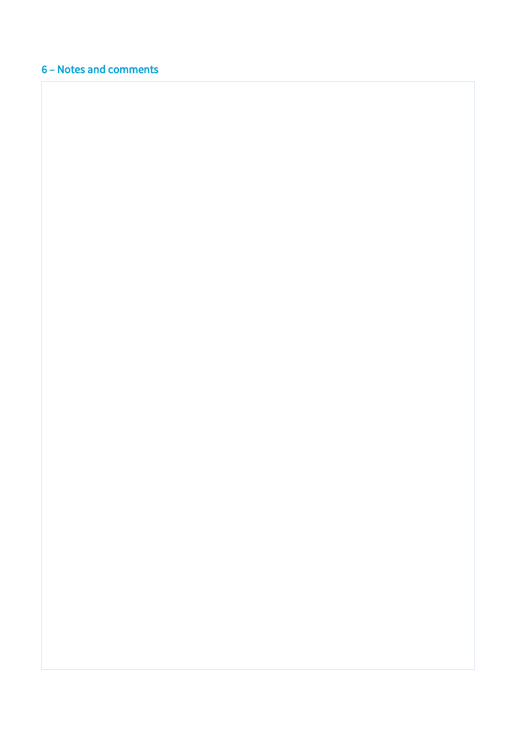## 6 – Notes and comments